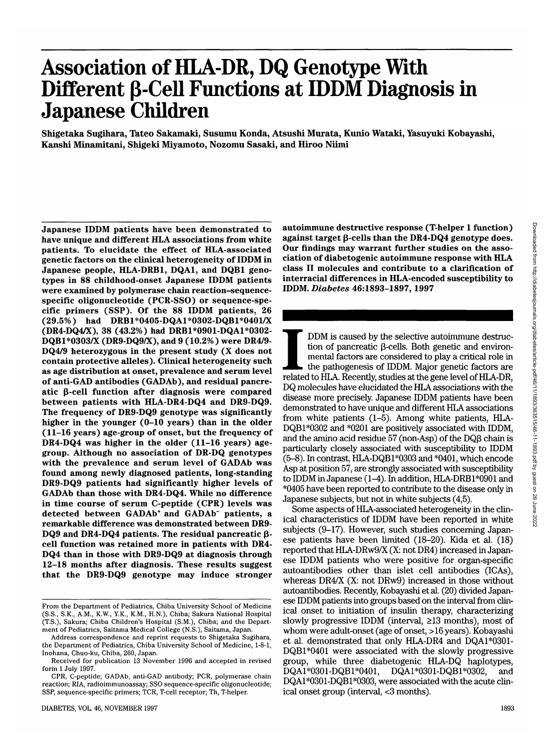# Association of HLA-DR, DQ Genotype With Different β-Cell Functions at IDDM Diagnosis in Japanese Children

Shigetaka Sugihara, Tateo Sakamaki, Susumu Konda, Atsushi Murata, Kunio Wataki, Yasuyuki Kobayashi, Kanshi Minamitani, Shigeki Miyamoto, Nozomu Sasaki, and Hiroo Niimi

**Japanese IDDM patients have been demonstrated to have unique and different HLA associations from white patients. To elucidate the effect of HLA-associated genetic factors on the clinical heterogeneity of IDDM in Japanese people, HLA-DRB1, DQA1, and DQB1 genotypes in 88 childhood-onset Japanese IDDM patients were examined by polymerase chain reaction–sequence-specific oligonucleotide (PCR-SSO) or sequence-specific primers (SSP). Of the 88 IDDM patients, 26 (29.5%) had DRB1*0405-DQA1*0302-DQB1*0401/X (DR4-DQ4/X), 38 (43.2%) had DRB1*0901-DQA1*0302-DQB1*0303/X (DR9-DQ9/X), and 9 (10.2%) were DR4/9-DQ4/9 heterozygous in the present study (X does not contain protective alleles). Clinical heterogeneity such as age distribution at onset, prevalence and serum level of anti-GAD antibodies (GADAb), and residual pancreatic β-cell function after diagnosis were compared between patients with HLA-DR4-DQ4 and DR9-DQ9. The frequency of DR9-DQ9 genotype was significantly higher in the younger (0–10 years) than in the older (11–16 years) age-group of onset, but the frequency of DR4-DQ4 was higher in the older (11–16 years) age-group. Although no association of DR-DQ genotypes with the prevalence and serum level of GADAb was found among newly diagnosed patients, long-standing DR9-DQ9 patients had significantly higher levels of GADAb than those with DR4-DQ4. While no difference in time course of serum C-peptide (CPR) levels was detected between GADAb$^+$ and GADAb$^-$ patients, a remarkable difference was demonstrated between DR9-DQ9 and DR4-DQ4 patients. The residual pancreatic β-cell function was retained more in patients with DR4-DQ4 than in those with DR9-DQ9 at diagnosis through 12–18 months after diagnosis. These results suggest that the DR9-DQ9 genotype may induce stronger autoimmune destructive response (T-helper 1 function) against target β-cells than the DR4-DQ4 genotype does. Our findings may warrant further studies on the association of diabetogenic autoimmune response with HLA class II molecules and contribute to a clarification of interracial differences in HLA-encoded susceptibility to IDDM.** *Diabetes* 46:1893–1897, 1997

From the Department of Pediatrics, Chiba University School of Medicine (S.S., S.K., A.M., K.W., Y.K., K.M., H.N.), Chiba; Sakura National Hospital (T.S.), Sakura; Chiba Children's Hospital (S.M.), Chiba; and the Department of Pediatrics, Saitama Medical College (N.S.), Saitama, Japan.

Address correspondence and reprint requests to Shigetaka Sugihara, the Department of Pediatrics, Chiba University School of Medicine, 1-8-1, Inohana, Chuo-ku, Chiba, 260, Japan.

Received for publication 13 November 1996 and accepted in revised form 1 July 1997.

CPR, C-peptide; GADAb, anti-GAD antibody; PCR, polymerase chain reaction; RIA, radioimmunoassay; SSO sequence-specific oligonucleotide; SSP, sequence-specific primers; TCR, T-cell receptor; Th, T-helper.

IDDM is caused by the selective autoimmune destruction of pancreatic β-cells. Both genetic and environmental factors are considered to play a critical role in the pathogenesis of IDDM. Major genetic factors are related to HLA. Recently, studies at the gene level of HLA-DR, DQ molecules have elucidated the HLA associations with the disease more precisely. Japanese IDDM patients have been demonstrated to have unique and different HLA associations from white patients (1–5). Among white patients, HLA-DQB1*0302 and *0201 are positively associated with IDDM, and the amino acid residue 57 (non-Asp) of the DQβ chain is particularly closely associated with susceptibility to IDDM (5–8). In contrast, HLA-DQB1*0303 and *0401, which encode Asp at position 57, are strongly associated with susceptibility to IDDM in Japanese (1–4). In addition, HLA-DRB1*0901 and *0405 have been reported to contribute to the disease only in Japanese subjects, but not in white subjects (4,5).

Some aspects of HLA-associated heterogeneity in the clinical characteristics of IDDM have been reported in white subjects (9–17). However, such studies concerning Japanese patients have been limited (18–20). Kida et al. (18) reported that HLA-DRw9/X (X: not DR4) increased in Japanese IDDM patients who were positive for organ-specific autoantibodies other than islet cell antibodies (ICAs), whereas DR4/X (X: not DRw9) increased in those without autoantibodies. Recently, Kobayashi et al. (20) divided Japanese IDDM patients into groups based on the interval from clinical onset to initiation of insulin therapy, characterizing slowly progressive IDDM (interval, ≥13 months), most of whom were adult-onset (age of onset, >16 years). Kobayashi et al. demonstrated that only HLA-DR4 and DQA1*0301-DQB1*0401 were associated with the slowly progressive group, while three diabetogenic HLA-DQ haplotypes, DQA1*0301-DQB1*0401, DQA1*0301-DQB1*0302, and DQA1*0301-DQB1*0303, were associated with the acute clinical onset group (interval, <3 months).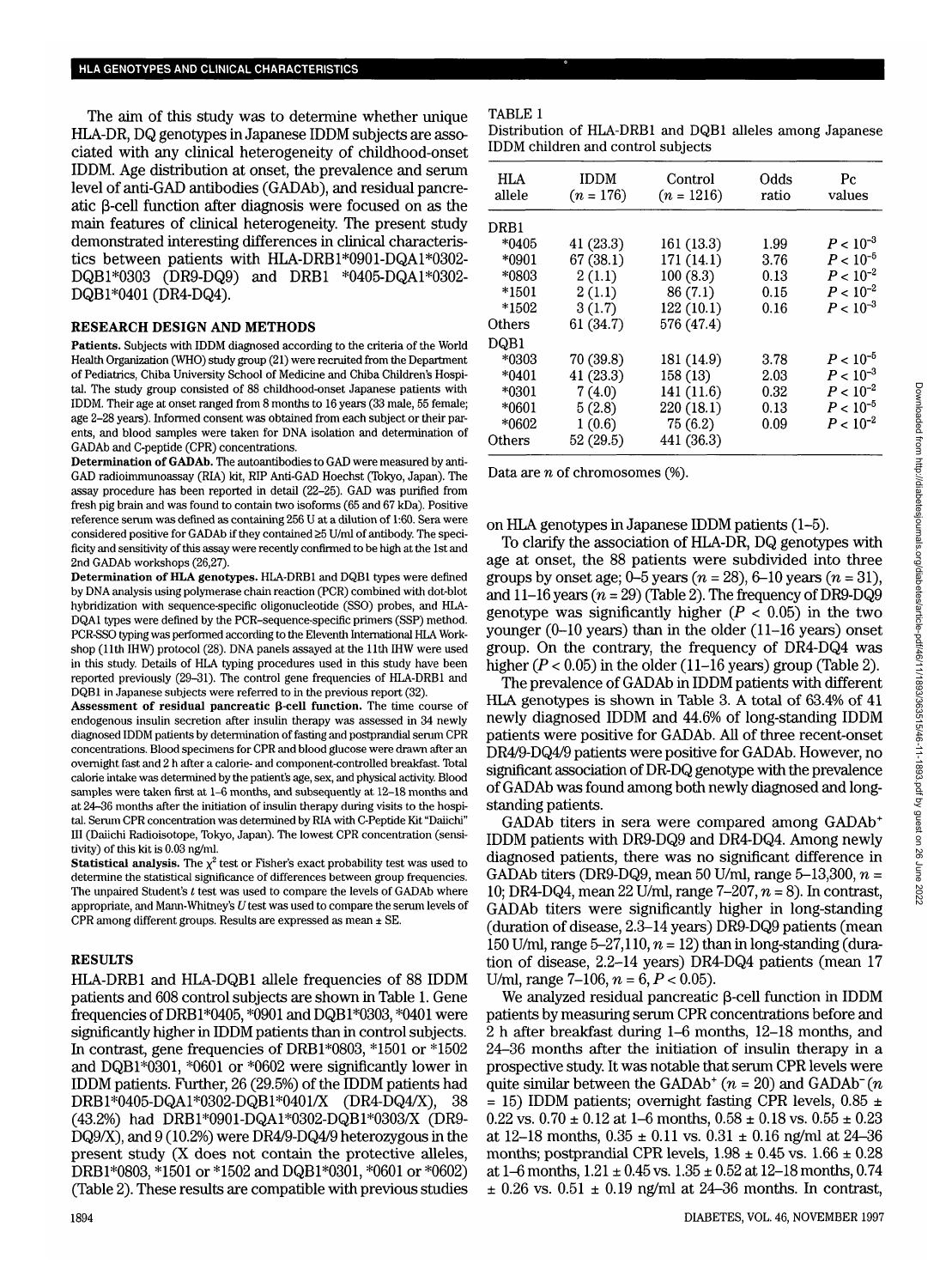The aim of this study was to determine whether unique HLA-DR, DQ genotypes in Japanese IDDM subjects are associated with any clinical heterogeneity of childhood-onset IDDM. Age distribution at onset, the prevalence and serum level of anti-GAD antibodies (GADAb), and residual pancreatic β-cell function after diagnosis were focused on as the main features of clinical heterogeneity. The present study demonstrated interesting differences in clinical characteristics between patients with HLA-DRB1*0901-DQA1*0302-DQB1*0303 (DR9-DQ9) and DRB1 *0405-DQA1*0302-DQB1*0401 (DR4-DQ4).

## RESEARCH DESIGN AND METHODS

**Patients.** Subjects with IDDM diagnosed according to the criteria of the World Health Organization (WHO) study group (21) were recruited from the Department of Pediatrics, Chiba University School of Medicine and Chiba Children's Hospital. The study group consisted of 88 childhood-onset Japanese patients with IDDM. Their age at onset ranged from 8 months to 16 years (33 male, 55 female; age 2–28 years). Informed consent was obtained from each subject or their parents, and blood samples were taken for DNA isolation and determination of GADAb and C-peptide (CPR) concentrations.

**Determination of GADAb.** The autoantibodies to GAD were measured by anti-GAD radioimmunoassay (RIA) kit, RIP Anti-GAD Hoechst (Tokyo, Japan). The assay procedure has been reported in detail (22–25). GAD was purified from fresh pig brain and was found to contain two isoforms (65 and 67 kDa). Positive reference serum was defined as containing 256 U at a dilution of 1:60. Sera were considered positive for GADAb if they contained ≥5 U/ml of antibody. The specificity and sensitivity of this assay were recently confirmed to be high at the 1st and 2nd GADAb workshops (26,27).

**Determination of HLA genotypes.** HLA-DRB1 and DQB1 types were defined by DNA analysis using polymerase chain reaction (PCR) combined with dot-blot hybridization with sequence-specific oligonucleotide (SSO) probes, and HLA-DQA1 types were defined by the PCR–sequence-specific primers (SSP) method. PCR-SSO typing was performed according to the Eleventh International HLA Workshop (11th IHW) protocol (28). DNA panels assayed at the 11th IHW were used in this study. Details of HLA typing procedures used in this study have been reported previously (29–31). The control gene frequencies of HLA-DRB1 and DQB1 in Japanese subjects were referred to in the previous report (32).

**Assessment of residual pancreatic β-cell function.** The time course of endogenous insulin secretion after insulin therapy was assessed in 34 newly diagnosed IDDM patients by determination of fasting and postprandial serum CPR concentrations. Blood specimens for CPR and blood glucose were drawn after an overnight fast and 2 h after a calorie- and component-controlled breakfast. Total calorie intake was determined by the patient's age, sex, and physical activity. Blood samples were taken first at 1–6 months, and subsequently at 12–18 months and at 24–36 months after the initiation of insulin therapy during visits to the hospital. Serum CPR concentration was determined by RIA with C-Peptide Kit "Daiichi" III (Daiichi Radioisotope, Tokyo, Japan). The lowest CPR concentration (sensitivity) of this kit is 0.03 ng/ml.

**Statistical analysis.** The $\chi^2$ test or Fisher's exact probability test was used to determine the statistical significance of differences between group frequencies. The unpaired Student's $t$ test was used to compare the levels of GADAb where appropriate, and Mann-Whitney's $U$ test was used to compare the serum levels of CPR among different groups. Results are expressed as mean ± SE.

## RESULTS

HLA-DRB1 and HLA-DQB1 allele frequencies of 88 IDDM patients and 608 control subjects are shown in Table 1. Gene frequencies of DRB1*0405, *0901 and DQB1*0303, *0401 were significantly higher in IDDM patients than in control subjects. In contrast, gene frequencies of DRB1*0803, *1501 or *1502 and DQB1*0301, *0601 or *0602 were significantly lower in IDDM patients. Further, 26 (29.5%) of the IDDM patients had DRB1*0405-DQA1*0302-DQB1*0401/X (DR4-DQ4/X), 38 (43.2%) had DRB1*0901-DQA1*0302-DQB1*0303/X (DR9-DQ9/X), and 9 (10.2%) were DR4/9-DQ4/9 heterozygous in the present study (X does not contain the protective alleles, DRB1*0803, *1501 or *1502 and DQB1*0301, *0601 or *0602) (Table 2). These results are compatible with previous studies

TABLE 1

Distribution of HLA-DRB1 and DQB1 alleles among Japanese IDDM children and control subjects

| HLA allele | IDDM ($n$ = 176) | Control ($n$ = 1216) | Odds ratio | Pc values |
|---|---|---|---|---|
| DRB1 | | | | |
| *0405 | 41 (23.3) | 161 (13.3) | 1.99 | $P < 10^{-3}$ |
| *0901 | 67 (38.1) | 171 (14.1) | 3.76 | $P < 10^{-5}$ |
| *0803 | 2 (1.1) | 100 (8.3) | 0.13 | $P < 10^{-2}$ |
| *1501 | 2 (1.1) | 86 (7.1) | 0.15 | $P < 10^{-2}$ |
| *1502 | 3 (1.7) | 122 (10.1) | 0.16 | $P < 10^{-3}$ |
| Others | 61 (34.7) | 576 (47.4) | | |
| DQB1 | | | | |
| *0303 | 70 (39.8) | 181 (14.9) | 3.78 | $P < 10^{-5}$ |
| *0401 | 41 (23.3) | 158 (13) | 2.03 | $P < 10^{-3}$ |
| *0301 | 7 (4.0) | 141 (11.6) | 0.32 | $P < 10^{-2}$ |
| *0601 | 5 (2.8) | 220 (18.1) | 0.13 | $P < 10^{-5}$ |
| *0602 | 1 (0.6) | 75 (6.2) | 0.09 | $P < 10^{-2}$ |
| Others | 52 (29.5) | 441 (36.3) | | |

Data are $n$ of chromosomes (%).

on HLA genotypes in Japanese IDDM patients (1–5).

To clarify the association of HLA-DR, DQ genotypes with age at onset, the 88 patients were subdivided into three groups by onset age; 0–5 years ($n$ = 28), 6–10 years ($n$ = 31), and 11–16 years ($n$ = 29) (Table 2). The frequency of DR9-DQ9 genotype was significantly higher ($P < 0.05$) in the two younger (0–10 years) than in the older (11–16 years) onset group. On the contrary, the frequency of DR4-DQ4 was higher ($P < 0.05$) in the older (11–16 years) group (Table 2).

The prevalence of GADAb in IDDM patients with different HLA genotypes is shown in Table 3. A total of 63.4% of 41 newly diagnosed IDDM and 44.6% of long-standing IDDM patients were positive for GADAb. All of three recent-onset DR4/9-DQ4/9 patients were positive for GADAb. However, no significant association of DR-DQ genotype with the prevalence of GADAb was found among both newly diagnosed and long-standing patients.

GADAb titers in sera were compared among GADAb$^+$ IDDM patients with DR9-DQ9 and DR4-DQ4. Among newly diagnosed patients, there was no significant difference in GADAb titers (DR9-DQ9, mean 50 U/ml, range 5–13,300, $n$ = 10; DR4-DQ4, mean 22 U/ml, range 7–207, $n$ = 8). In contrast, GADAb titers were significantly higher in long-standing (duration of disease, 2.3–14 years) DR9-DQ9 patients (mean 150 U/ml, range 5–27,110, $n$ = 12) than in long-standing (duration of disease, 2.2–14 years) DR4-DQ4 patients (mean 17 U/ml, range 7–106, $n$ = 6, $P < 0.05$).

We analyzed residual pancreatic β-cell function in IDDM patients by measuring serum CPR concentrations before and 2 h after breakfast during 1–6 months, 12–18 months, and 24–36 months after the initiation of insulin therapy in a prospective study. It was notable that serum CPR levels were quite similar between the GADAb$^+$ ($n$ = 20) and GADAb$^-$ ($n$ = 15) IDDM patients; overnight fasting CPR levels, 0.85 ± 0.22 vs. 0.70 ± 0.12 at 1–6 months, 0.58 ± 0.18 vs. 0.55 ± 0.23 at 12–18 months, 0.35 ± 0.11 vs. 0.31 ± 0.16 ng/ml at 24–36 months; postprandial CPR levels, 1.98 ± 0.45 vs. 1.66 ± 0.28 at 1–6 months, 1.21 ± 0.45 vs. 1.35 ± 0.52 at 12–18 months, 0.74 ± 0.26 vs. 0.51 ± 0.19 ng/ml at 24–36 months. In contrast,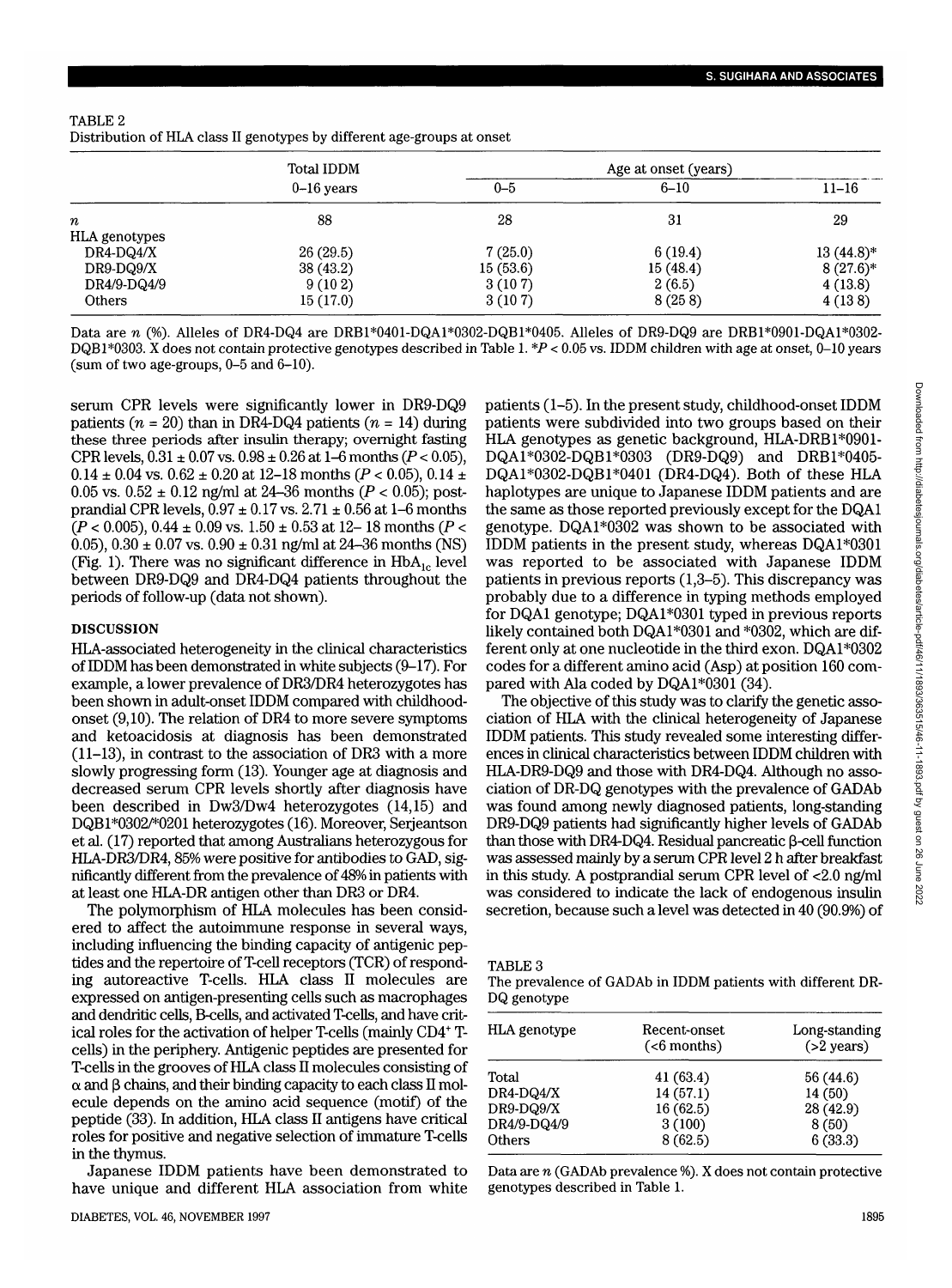TABLE 2
Distribution of HLA class II genotypes by different age-groups at onset

| | Total IDDM | Age at onset (years) | | |
|---|---|---|---|---|
| | 0–16 years | 0–5 | 6–10 | 11–16 |
| $n$ | 88 | 28 | 31 | 29 |
| HLA genotypes | | | | |
| DR4-DQ4/X | 26 (29.5) | 7 (25.0) | 6 (19.4) | 13 (44.8)* |
| DR9-DQ9/X | 38 (43.2) | 15 (53.6) | 15 (48.4) | 8 (27.6)* |
| DR4/9-DQ4/9 | 9 (10 2) | 3 (10 7) | 2 (6.5) | 4 (13.8) |
| Others | 15 (17.0) | 3 (10 7) | 8 (25 8) | 4 (13 8) |

Data are $n$ (%). Alleles of DR4-DQ4 are DRB1*0401-DQA1*0302-DQB1*0405. Alleles of DR9-DQ9 are DRB1*0901-DQA1*0302-DQB1*0303. X does not contain protective genotypes described in Table 1. *$P < 0.05$ vs. IDDM children with age at onset, 0–10 years (sum of two age-groups, 0–5 and 6–10).

serum CPR levels were significantly lower in DR9-DQ9 patients ($n = 20$) than in DR4-DQ4 patients ($n = 14$) during these three periods after insulin therapy; overnight fasting CPR levels, 0.31 ± 0.07 vs. 0.98 ± 0.26 at 1–6 months ($P < 0.05$), 0.14 ± 0.04 vs. 0.62 ± 0.20 at 12–18 months ($P < 0.05$), 0.14 ± 0.05 vs. 0.52 ± 0.12 ng/ml at 24–36 months ($P < 0.05$); postprandial CPR levels, 0.97 ± 0.17 vs. 2.71 ± 0.56 at 1–6 months ($P < 0.005$), 0.44 ± 0.09 vs. 1.50 ± 0.53 at 12– 18 months ($P < 0.05$), 0.30 ± 0.07 vs. 0.90 ± 0.31 ng/ml at 24–36 months (NS) (Fig. 1). There was no significant difference in $HbA_{1c}$ level between DR9-DQ9 and DR4-DQ4 patients throughout the periods of follow-up (data not shown).

## DISCUSSION

HLA-associated heterogeneity in the clinical characteristics of IDDM has been demonstrated in white subjects (9–17). For example, a lower prevalence of DR3/DR4 heterozygotes has been shown in adult-onset IDDM compared with childhood-onset (9,10). The relation of DR4 to more severe symptoms and ketoacidosis at diagnosis has been demonstrated (11–13), in contrast to the association of DR3 with a more slowly progressing form (13). Younger age at diagnosis and decreased serum CPR levels shortly after diagnosis have been described in Dw3/Dw4 heterozygotes (14,15) and DQB1*0302/*0201 heterozygotes (16). Moreover, Serjeantson et al. (17) reported that among Australians heterozygous for HLA-DR3/DR4, 85% were positive for antibodies to GAD, significantly different from the prevalence of 48% in patients with at least one HLA-DR antigen other than DR3 or DR4.

The polymorphism of HLA molecules has been considered to affect the autoimmune response in several ways, including influencing the binding capacity of antigenic peptides and the repertoire of T-cell receptors (TCR) of responding autoreactive T-cells. HLA class II molecules are expressed on antigen-presenting cells such as macrophages and dendritic cells, B-cells, and activated T-cells, and have critical roles for the activation of helper T-cells (mainly CD4+ T-cells) in the periphery. Antigenic peptides are presented for T-cells in the grooves of HLA class II molecules consisting of α and β chains, and their binding capacity to each class II molecule depends on the amino acid sequence (motif) of the peptide (33). In addition, HLA class II antigens have critical roles for positive and negative selection of immature T-cells in the thymus.

Japanese IDDM patients have been demonstrated to have unique and different HLA association from white patients (1–5). In the present study, childhood-onset IDDM patients were subdivided into two groups based on their HLA genotypes as genetic background, HLA-DRB1*0901-DQA1*0302-DQB1*0303 (DR9-DQ9) and DRB1*0405-DQA1*0302-DQB1*0401 (DR4-DQ4). Both of these HLA haplotypes are unique to Japanese IDDM patients and are the same as those reported previously except for the DQA1 genotype. DQA1*0302 was shown to be associated with IDDM patients in the present study, whereas DQA1*0301 was reported to be associated with Japanese IDDM patients in previous reports (1,3–5). This discrepancy was probably due to a difference in typing methods employed for DQA1 genotype; DQA1*0301 typed in previous reports likely contained both DQA1*0301 and *0302, which are different only at one nucleotide in the third exon. DQA1*0302 codes for a different amino acid (Asp) at position 160 compared with Ala coded by DQA1*0301 (34).

The objective of this study was to clarify the genetic association of HLA with the clinical heterogeneity of Japanese IDDM patients. This study revealed some interesting differences in clinical characteristics between IDDM children with HLA-DR9-DQ9 and those with DR4-DQ4. Although no association of DR-DQ genotypes with the prevalence of GADAb was found among newly diagnosed patients, long-standing DR9-DQ9 patients had significantly higher levels of GADAb than those with DR4-DQ4. Residual pancreatic β-cell function was assessed mainly by a serum CPR level 2 h after breakfast in this study. A postprandial serum CPR level of <2.0 ng/ml was considered to indicate the lack of endogenous insulin secretion, because such a level was detected in 40 (90.9%) of

TABLE 3
The prevalence of GADAb in IDDM patients with different DR-DQ genotype

| HLA genotype | Recent-onset (<6 months) | Long-standing (>2 years) |
|---|---|---|
| Total | 41 (63.4) | 56 (44.6) |
| DR4-DQ4/X | 14 (57.1) | 14 (50) |
| DR9-DQ9/X | 16 (62.5) | 28 (42.9) |
| DR4/9-DQ4/9 | 3 (100) | 8 (50) |
| Others | 8 (62.5) | 6 (33.3) |

Data are $n$ (GADAb prevalence %). X does not contain protective genotypes described in Table 1.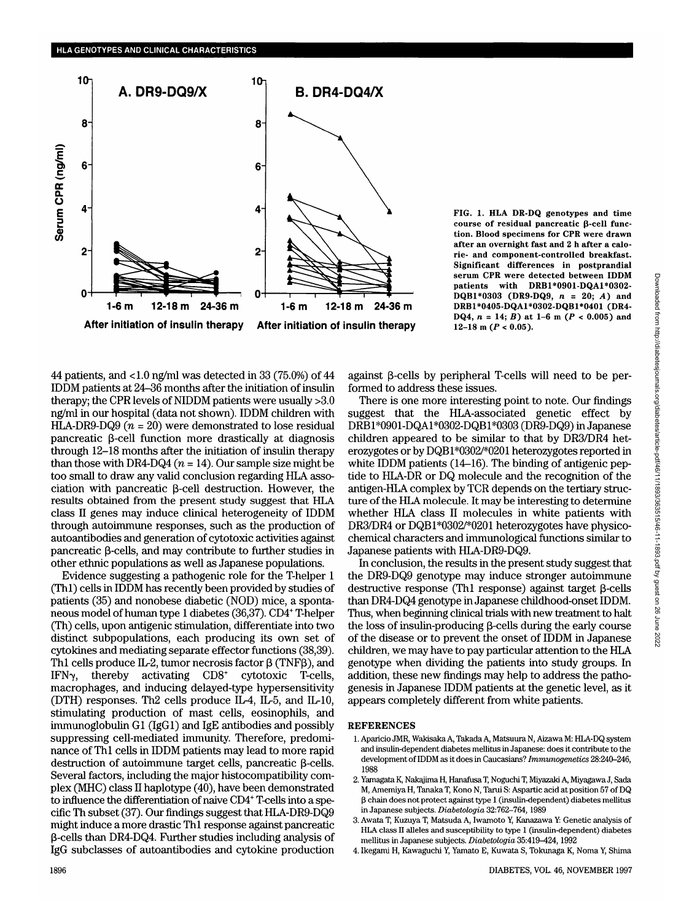FIG. 1. HLA DR-DQ genotypes and time course of residual pancreatic β-cell function. Blood specimens for CPR were drawn after an overnight fast and 2 h after a calorie- and component-controlled breakfast. Significant differences in postprandial serum CPR were detected between IDDM patients with DRB1*0901-DQA1*0302-DQB1*0303 (DR9-DQ9, $n = 20$; *A*) and DRB1*0405-DQA1*0302-DQB1*0401 (DR4-DQ4, $n = 14$; *B*) at 1–6 m ($P < 0.005$) and 12–18 m ($P < 0.05$).

44 patients, and <1.0 ng/ml was detected in 33 (75.0%) of 44 IDDM patients at 24–36 months after the initiation of insulin therapy; the CPR levels of NIDDM patients were usually >3.0 ng/ml in our hospital (data not shown). IDDM children with HLA-DR9-DQ9 ($n = 20$) were demonstrated to lose residual pancreatic β-cell function more drastically at diagnosis through 12–18 months after the initiation of insulin therapy than those with DR4-DQ4 ($n = 14$). Our sample size might be too small to draw any valid conclusion regarding HLA association with pancreatic β-cell destruction. However, the results obtained from the present study suggest that HLA class II genes may induce clinical heterogeneity of IDDM through autoimmune responses, such as the production of autoantibodies and generation of cytotoxic activities against pancreatic β-cells, and may contribute to further studies in other ethnic populations as well as Japanese populations.

Evidence suggesting a pathogenic role for the T-helper 1 (Th1) cells in IDDM has recently been provided by studies of patients (35) and nonobese diabetic (NOD) mice, a spontaneous model of human type 1 diabetes (36,37). $CD4^+$ T-helper (Th) cells, upon antigenic stimulation, differentiate into two distinct subpopulations, each producing its own set of cytokines and mediating separate effector functions (38,39). Th1 cells produce IL-2, tumor necrosis factor β (TNFβ), and IFNγ, thereby activating $CD8^+$ cytotoxic T-cells, macrophages, and inducing delayed-type hypersensitivity (DTH) responses. Th2 cells produce IL-4, IL-5, and IL-10, stimulating production of mast cells, eosinophils, and immunoglobulin G1 (IgG1) and IgE antibodies and possibly suppressing cell-mediated immunity. Therefore, predominance of Th1 cells in IDDM patients may lead to more rapid destruction of autoimmune target cells, pancreatic β-cells. Several factors, including the major histocompatibility complex (MHC) class II haplotype (40), have been demonstrated to influence the differentiation of naive $CD4^+$ T-cells into a specific Th subset (37). Our findings suggest that HLA-DR9-DQ9 might induce a more drastic Th1 response against pancreatic β-cells than DR4-DQ4. Further studies including analysis of IgG subclasses of autoantibodies and cytokine production against β-cells by peripheral T-cells will need to be performed to address these issues.

There is one more interesting point to note. Our findings suggest that the HLA-associated genetic effect by DRB1*0901-DQA1*0302-DQB1*0303 (DR9-DQ9) in Japanese children appeared to be similar to that by DR3/DR4 heterozygotes or by DQB1*0302/*0201 heterozygotes reported in white IDDM patients (14–16). The binding of antigenic peptide to HLA-DR or DQ molecule and the recognition of the antigen-HLA complex by TCR depends on the tertiary structure of the HLA molecule. It may be interesting to determine whether HLA class II molecules in white patients with DR3/DR4 or DQB1*0302/*0201 heterozygotes have physicochemical characters and immunological functions similar to Japanese patients with HLA-DR9-DQ9.

In conclusion, the results in the present study suggest that the DR9-DQ9 genotype may induce stronger autoimmune destructive response (Th1 response) against target β-cells than DR4-DQ4 genotype in Japanese childhood-onset IDDM. Thus, when beginning clinical trials with new treatment to halt the loss of insulin-producing β-cells during the early course of the disease or to prevent the onset of IDDM in Japanese children, we may have to pay particular attention to the HLA genotype when dividing the patients into study groups. In addition, these new findings may help to address the pathogenesis in Japanese IDDM patients at the genetic level, as it appears completely different from white patients.

## REFERENCES

1. Aparicio JMR, Wakisaka A, Takada A, Matsuura N, Aizawa M: HLA-DQ system and insulin-dependent diabetes mellitus in Japanese: does it contribute to the development of IDDM as it does in Caucasians? *Immunogenetics* 28:240–246, 1988
2. Yamagata K, Nakajima H, Hanafusa T, Noguchi T, Miyazaki A, Miyagawa J, Sada M, Amemiya H, Tanaka T, Kono N, Tarui S: Aspartic acid at position 57 of DQ β chain does not protect against type 1 (insulin-dependent) diabetes mellitus in Japanese subjects. *Diabetologia* 32:762–764, 1989
3. Awata T, Kuzuya T, Matsuda A, Iwamoto Y, Kanazawa Y: Genetic analysis of HLA class II alleles and susceptibility to type 1 (insulin-dependent) diabetes mellitus in Japanese subjects. *Diabetologia* 35:419–424, 1992
4. Ikegami H, Kawaguchi Y, Yamato E, Kuwata S, Tokunaga K, Noma Y, Shima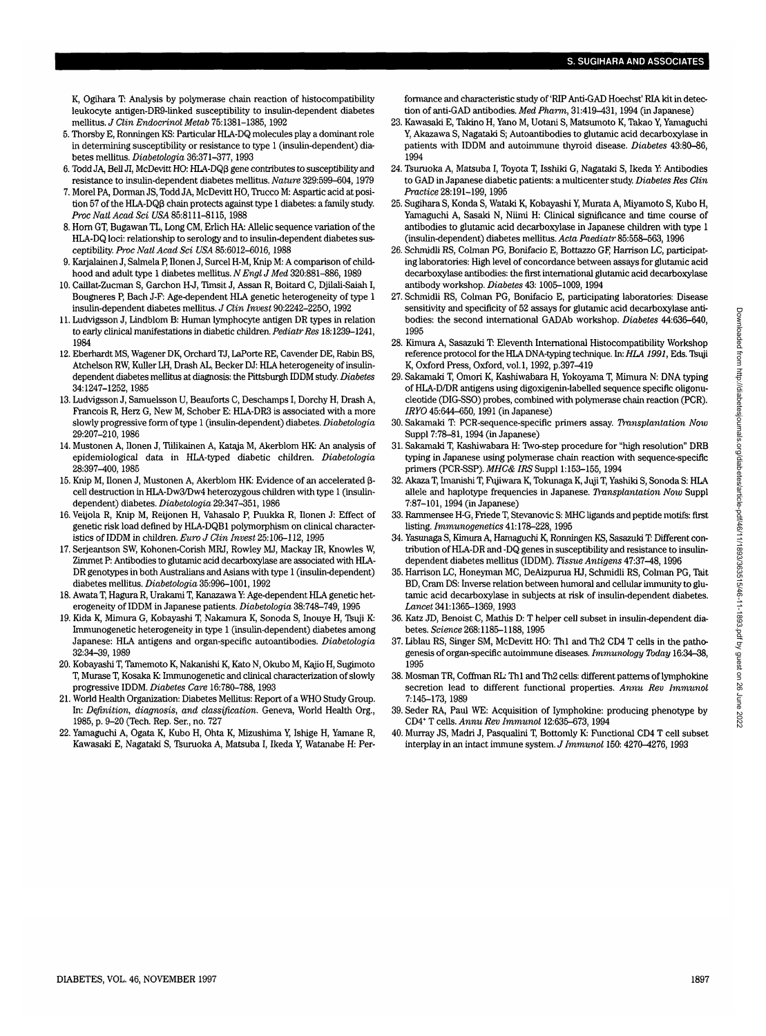K, Ogihara T: Analysis by polymerase chain reaction of histocompatibility leukocyte antigen-DR9-linked susceptibility to insulin-dependent diabetes mellitus. *J Clin Endocrinol Metab* 75:1381–1385, 1992

5. Thorsby E, Ronningen KS: Particular HLA-DQ molecules play a dominant role in determining susceptibility or resistance to type 1 (insulin-dependent) diabetes mellitus. *Diabetologia* 36:371–377, 1993
6. Todd JA, Bell JI, McDevitt HO: HLA-DQβ gene contributes to susceptibility and resistance to insulin-dependent diabetes mellitus. *Nature* 329:599–604, 1979
7. Morel PA, Dorman JS, Todd JA, McDevitt HO, Trucco M: Aspartic acid at position 57 of the HLA-DQβ chain protects against type 1 diabetes: a family study. *Proc Natl Acad Sci USA* 85:8111–8115, 1988
8. Horn GT, Bugawan TL, Long CM, Erlich HA: Allelic sequence variation of the HLA-DQ loci: relationship to serology and to insulin-dependent diabetes susceptibility. *Proc Natl Acad Sci USA* 85:6012–6016, 1988
9. Karjalainen J, Salmela P, Ilonen J, Surcel H-M, Knip M: A comparison of childhood and adult type 1 diabetes mellitus. *N Engl J Med* 320:881–886, 1989
10. Caillat-Zucman S, Garchon H-J, Timsit J, Assan R, Boitard C, Djilali-Saiah I, Bougneres P, Bach J-F: Age-dependent HLA genetic heterogeneity of type 1 insulin-dependent diabetes mellitus. *J Clin Invest* 90:2242–2250, 1992
11. Ludvigsson J, Lindblom B: Human lymphocyte antigen DR types in relation to early clinical manifestations in diabetic children. *Pediatr Res* 18:1239–1241, 1984
12. Eberhardt MS, Wagener DK, Orchard TJ, LaPorte RE, Cavender DE, Rabin BS, Atchelson RW, Kuller LH, Drash AL, Becker DJ: HLA heterogeneity of insulin-dependent diabetes mellitus at diagnosis: the Pittsburgh IDDM study. *Diabetes* 34:1247–1252, 1985
13. Ludvigsson J, Samuelsson U, Beauforts C, Deschamps I, Dorchy H, Drash A, Francois R, Herz G, New M, Schober E: HLA-DR3 is associated with a more slowly progressive form of type 1 (insulin-dependent) diabetes. *Diabetologia* 29:207–210, 1986
14. Mustonen A, Ilonen J, Tiilikainen A, Kataja M, Akerblom HK: An analysis of epidemiological data in HLA-typed diabetic children. *Diabetologia* 28:397–400, 1985
15. Knip M, Ilonen J, Mustonen A, Akerblom HK: Evidence of an accelerated β-cell destruction in HLA-Dw3/Dw4 heterozygous children with type 1 (insulin-dependent) diabetes. *Diabetologia* 29:347–351, 1986
16. Veijola R, Knip M, Reijonen H, Vahasalo P, Puukka R, Ilonen J: Effect of genetic risk load defined by HLA-DQB1 polymorphism on clinical characteristics of IDDM in children. *Euro J Clin Invest* 25:106–112, 1995
17. Serjeantson SW, Kohonen-Corish MRJ, Rowley MJ, Mackay IR, Knowles W, Zimmet P: Antibodies to glutamic acid decarboxylase are associated with HLA-DR genotypes in both Australians and Asians with type 1 (insulin-dependent) diabetes mellitus. *Diabetologia* 35:996–1001, 1992
18. Awata T, Hagura R, Urakami T, Kanazawa Y: Age-dependent HLA genetic heterogeneity of IDDM in Japanese patients. *Diabetologia* 38:748–749, 1995
19. Kida K, Mimura G, Kobayashi T, Nakamura K, Sonoda S, Inouye H, Tsuji K: Immunogenetic heterogeneity in type 1 (insulin-dependent) diabetes among Japanese: HLA antigens and organ-specific autoantibodies. *Diabetologia* 32:34–39, 1989
20. Kobayashi T, Tamemoto K, Nakanishi K, Kato N, Okubo M, Kajio H, Sugimoto T, Murase T, Kosaka K: Immunogenetic and clinical characterization of slowly progressive IDDM. *Diabetes Care* 16:780–788, 1993
21. World Health Organization: Diabetes Mellitus: Report of a WHO Study Group. In: *Definition, diagnosis, and classification*. Geneva, World Health Org., 1985, p. 9–20 (Tech. Rep. Ser., no. 727
22. Yamaguchi A, Ogata K, Kubo H, Ohta K, Mizushima Y, Ishige H, Yamane R, Kawasaki E, Nagataki S, Tsuruoka A, Matsuba I, Ikeda Y, Watanabe H: Performance and characteristic study of 'RIP Anti-GAD Hoechst' RIA kit in detection of anti-GAD antibodies. *Med Pharm*, 31:419–431, 1994 (in Japanese)
23. Kawasaki E, Takino H, Yano M, Uotani S, Matsumoto K, Takao Y, Yamaguchi Y, Akazawa S, Nagataki S; Autoantibodies to glutamic acid decarboxylase in patients with IDDM and autoimmune thyroid disease. *Diabetes* 43:80–86, 1994
24. Tsuruoka A, Matsuba I, Toyota T, Isshiki G, Nagataki S, Ikeda Y: Antibodies to GAD in Japanese diabetic patients: a multicenter study. *Diabetes Res Clin Practice* 28:191–199, 1995
25. Sugihara S, Konda S, Wataki K, Kobayashi Y, Murata A, Miyamoto S, Kubo H, Yamaguchi A, Sasaki N, Niimi H: Clinical significance and time course of antibodies to glutamic acid decarboxylase in Japanese children with type 1 (insulin-dependent) diabetes mellitus. *Acta Paediatr* 85:558–563, 1996
26. Schmidli RS, Colman PG, Bonifacio E, Bottazzo GF, Harrison LC, participating laboratories: High level of concordance between assays for glutamic acid decarboxylase antibodies: the first international glutamic acid decarboxylase antibody workshop. *Diabetes* 43: 1005–1009, 1994
27. Schmidli RS, Colman PG, Bonifacio E, participating laboratories: Disease sensitivity and specificity of 52 assays for glutamic acid decarboxylase antibodies: the second international GADAb workshop. *Diabetes* 44:636–640, 1995
28. Kimura A, Sasazuki T: Eleventh International Histocompatibility Workshop reference protocol for the HLA DNA-typing technique. In: *HLA 1991*, Eds. Tsuji K, Oxford Press, Oxford, vol.1, 1992, p.397–419
29. Sakamaki T, Omori K, Kashiwabara H, Yokoyama T, Mimura N: DNA typing of HLA-D/DR antigens using digoxigenin-labelled sequence specific oligonucleotide (DIG-SSO) probes, combined with polymerase chain reaction (PCR). *IRYO* 45:644–650, 1991 (in Japanese)
30. Sakamaki T: PCR-sequence-specific primers assay. *Transplantation Now* Suppl 7:78–81, 1994 (in Japanese)
31. Sakamaki T, Kashiwabara H: Two-step procedure for "high resolution" DRB typing in Japanese using polymerase chain reaction with sequence-specific primers (PCR-SSP). *MHC& IRS* Suppl 1:153–155, 1994
32. Akaza T, Imanishi T, Fujiwara K, Tokunaga K, Juji T, Yashiki S, Sonoda S: HLA allele and haplotype frequencies in Japanese. *Transplantation Now* Suppl 7:87–101, 1994 (in Japanese)
33. Rammensee H-G, Friede T, Stevanovic S: MHC ligands and peptide motifs: first listing. *Immunogenetics* 41:178–228, 1995
34. Yasunaga S, Kimura A, Hamaguchi K, Ronningen KS, Sasazuki T: Different contribution of HLA-DR and -DQ genes in susceptibility and resistance to insulin-dependent diabetes mellitus (IDDM). *Tissue Antigens* 47:37–48, 1996
35. Harrison LC, Honeyman MC, DeAizpurua HJ, Schmidli RS, Colman PG, Tait BD, Cram DS: Inverse relation between humoral and cellular immunity to glutamic acid decarboxylase in subjects at risk of insulin-dependent diabetes. *Lancet* 341:1365–1369, 1993
36. Katz JD, Benoist C, Mathis D: T helper cell subset in insulin-dependent diabetes. *Science* 268:1185–1188, 1995
37. Liblau RS, Singer SM, McDevitt HO: Th1 and Th2 CD4 T cells in the pathogenesis of organ-specific autoimmune diseases. *Immunology Today* 16:34–38, 1995
38. Mosman TR, Coffman RL: Th1 and Th2 cells: different patterns of lymphokine secretion lead to different functional properties. *Annu Rev Immunol* 7:145–173, 1989
39. Seder RA, Paul WE: Acquisition of lymphokine: producing phenotype by CD4+ T cells. *Annu Rev Immunol* 12:635–673, 1994
40. Murray JS, Madri J, Pasqualini T, Bottomly K: Functional CD4 T cell subset interplay in an intact immune system. *J Immunol* 150: 4270–4276, 1993